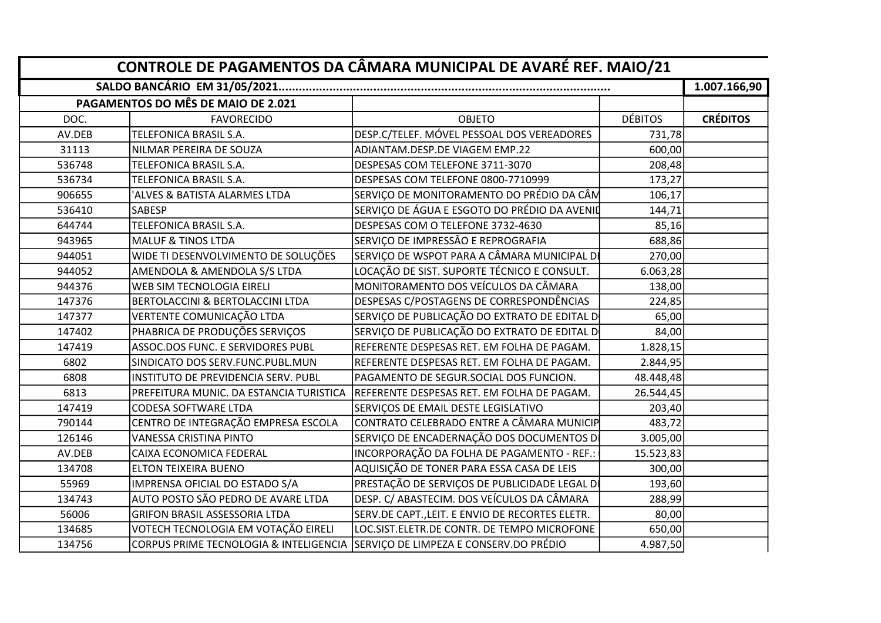# CONTROLE DE PAGAMENTOS DA CÂMARA MUNICIPAL DE AVARÉ REF. MAIO/21

| SALDO BANCÁRIO EM 31/05/2021........................................................................................ | | | | 1.007.166,90 |
|---|---|---|---|---|
| **PAGAMENTOS DO MÊS DE MAIO DE 2.021** | | | | |
| DOC. | FAVORECIDO | OBJETO | DÉBITOS | **CRÉDITOS** |
| AV.DEB | TELEFONICA BRASIL S.A. | DESP.C/TELEF. MÓVEL PESSOAL DOS VEREADORES | 731,78 | |
| 31113 | NILMAR PEREIRA DE SOUZA | ADIANTAM.DESP.DE VIAGEM EMP.22 | 600,00 | |
| 536748 | TELEFONICA BRASIL S.A. | DESPESAS COM TELEFONE 3711-3070 | 208,48 | |
| 536734 | TELEFONICA BRASIL S.A. | DESPESAS COM TELEFONE 0800-7710999 | 173,27 | |
| 906655 | 'ALVES & BATISTA ALARMES LTDA | SERVIÇO DE MONITORAMENTO DO PRÉDIO DA CÂM | 106,17 | |
| 536410 | SABESP | SERVIÇO DE ÁGUA E ESGOTO DO PRÉDIO DA AVENID | 144,71 | |
| 644744 | TELEFONICA BRASIL S.A. | DESPESAS COM O TELEFONE 3732-4630 | 85,16 | |
| 943965 | MALUF & TINOS LTDA | SERVIÇO DE IMPRESSÃO E REPROGRAFIA | 688,86 | |
| 944051 | WIDE TI DESENVOLVIMENTO DE SOLUÇÕES | SERVIÇO DE WSPOT PARA A CÂMARA MUNICIPAL D | 270,00 | |
| 944052 | AMENDOLA & AMENDOLA S/S LTDA | LOCAÇÃO DE SIST. SUPORTE TÉCNICO E CONSULT. | 6.063,28 | |
| 944376 | WEB SIM TECNOLOGIA EIRELI | MONITORAMENTO DOS VEÍCULOS DA CÂMARA | 138,00 | |
| 147376 | BERTOLACCINI & BERTOLACCINI LTDA | DESPESAS C/POSTAGENS DE CORRESPONDÊNCIAS | 224,85 | |
| 147377 | VERTENTE COMUNICAÇÃO LTDA | SERVIÇO DE PUBLICAÇÃO DO EXTRATO DE EDITAL D | 65,00 | |
| 147402 | PHABRICA DE PRODUÇÕES SERVIÇOS | SERVIÇO DE PUBLICAÇÃO DO EXTRATO DE EDITAL D | 84,00 | |
| 147419 | ASSOC.DOS FUNC. E SERVIDORES PUBL | REFERENTE DESPESAS RET. EM FOLHA DE PAGAM. | 1.828,15 | |
| 6802 | SINDICATO DOS SERV.FUNC.PUBL.MUN | REFERENTE DESPESAS RET. EM FOLHA DE PAGAM. | 2.844,95 | |
| 6808 | INSTITUTO DE PREVIDENCIA SERV. PUBL | PAGAMENTO DE SEGUR.SOCIAL DOS FUNCION. | 48.448,48 | |
| 6813 | PREFEITURA MUNIC. DA ESTANCIA TURISTICA | REFERENTE DESPESAS RET. EM FOLHA DE PAGAM. | 26.544,45 | |
| 147419 | CODESA SOFTWARE LTDA | SERVIÇOS DE EMAIL DESTE LEGISLATIVO | 203,40 | |
| 790144 | CENTRO DE INTEGRAÇÃO EMPRESA ESCOLA | CONTRATO CELEBRADO ENTRE A CÂMARA MUNICIP | 483,72 | |
| 126146 | VANESSA CRISTINA PINTO | SERVIÇO DE ENCADERNAÇÃO DOS DOCUMENTOS D | 3.005,00 | |
| AV.DEB | CAIXA ECONOMICA FEDERAL | INCORPORAÇÃO DA FOLHA DE PAGAMENTO - REF.: | 15.523,83 | |
| 134708 | ELTON TEIXEIRA BUENO | AQUISIÇÃO DE TONER PARA ESSA CASA DE LEIS | 300,00 | |
| 55969 | IMPRENSA OFICIAL DO ESTADO S/A | PRESTAÇÃO DE SERVIÇOS DE PUBLICIDADE LEGAL D | 193,60 | |
| 134743 | AUTO POSTO SÃO PEDRO DE AVARE LTDA | DESP. C/ ABASTECIM. DOS VEÍCULOS DA CÂMARA | 288,99 | |
| 56006 | GRIFON BRASIL ASSESSORIA LTDA | SERV.DE CAPT.,LEIT. E ENVIO DE RECORTES ELETR. | 80,00 | |
| 134685 | VOTECH TECNOLOGIA EM VOTAÇÃO EIRELI | LOC.SIST.ELETR.DE CONTR. DE TEMPO MICROFONE | 650,00 | |
| 134756 | CORPUS PRIME TECNOLOGIA & INTELIGENCIA | SERVIÇO DE LIMPEZA E CONSERV.DO PRÉDIO | 4.987,50 | |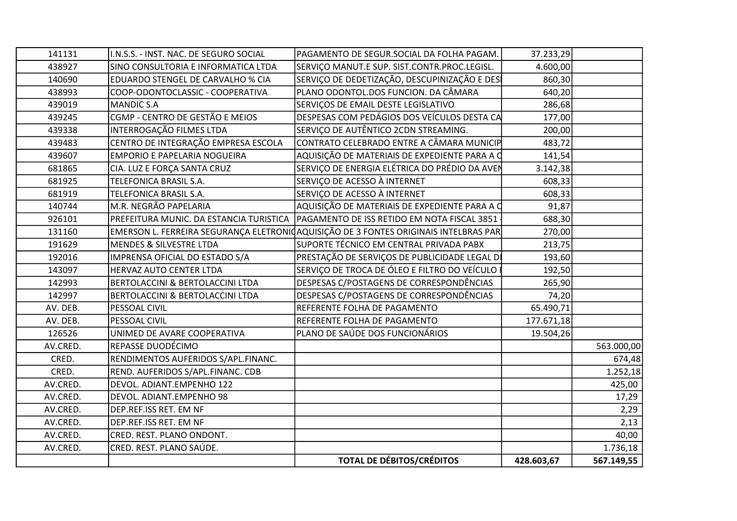| | | | | |
|---|---|---|---|---|
| 141131 | I.N.S.S. - INST. NAC. DE SEGURO SOCIAL | PAGAMENTO DE SEGUR.SOCIAL DA FOLHA PAGAM. | 37.233,29 | |
| 438927 | SINO CONSULTORIA E INFORMATICA LTDA | SERVIÇO MANUT.E SUP. SIST.CONTR.PROC.LEGISL. | 4.600,00 | |
| 140690 | EDUARDO STENGEL DE CARVALHO % CIA | SERVIÇO DE DEDETIZAÇÃO, DESCUPINIZAÇÃO E DES | 860,30 | |
| 438993 | COOP-ODONTOCLASSIC - COOPERATIVA | PLANO ODONTOL.DOS FUNCION. DA CÂMARA | 640,20 | |
| 439019 | MANDIC S.A | SERVIÇOS DE EMAIL DESTE LEGISLATIVO | 286,68 | |
| 439245 | CGMP - CENTRO DE GESTÃO E MEIOS | DESPESAS COM PEDÁGIOS DOS VEÍCULOS DESTA CA | 177,00 | |
| 439338 | INTERROGAÇÃO FILMES LTDA | SERVIÇO DE AUTÊNTICO 2CDN STREAMING. | 200,00 | |
| 439483 | CENTRO DE INTEGRAÇÃO EMPRESA ESCOLA | CONTRATO CELEBRADO ENTRE A CÂMARA MUNICIP | 483,72 | |
| 439607 | EMPORIO E PAPELARIA NOGUEIRA | AQUISIÇÃO DE MATERIAIS DE EXPEDIENTE PARA A C | 141,54 | |
| 681865 | CIA. LUZ E FORÇA SANTA CRUZ | SERVIÇO DE ENERGIA ELÉTRICA DO PRÉDIO DA AVEN | 3.142,38 | |
| 681925 | TELEFONICA BRASIL S.A. | SERVIÇO DE ACESSO À INTERNET | 608,33 | |
| 681919 | TELEFONICA BRASIL S.A. | SERVIÇO DE ACESSO À INTERNET | 608,33 | |
| 140744 | M.R. NEGRÃO PAPELARIA | AQUISIÇÃO DE MATERIAIS DE EXPEDIENTE PARA A C | 91,87 | |
| 926101 | PREFEITURA MUNIC. DA ESTANCIA TURISTICA | PAGAMENTO DE ISS RETIDO EM NOTA FISCAL 3851 | 688,30 | |
| 131160 | EMERSON L. FERREIRA SEGURANÇA ELETRONIC | AQUISIÇÃO DE 3 FONTES ORIGINAIS INTELBRAS PAR | 270,00 | |
| 191629 | MENDES & SILVESTRE LTDA | SUPORTE TÉCNICO EM CENTRAL PRIVADA PABX | 213,75 | |
| 192016 | IMPRENSA OFICIAL DO ESTADO S/A | PRESTAÇÃO DE SERVIÇOS DE PUBLICIDADE LEGAL D | 193,60 | |
| 143097 | HERVAZ AUTO CENTER LTDA | SERVIÇO DE TROCA DE ÓLEO E FILTRO DO VEÍCULO | 192,50 | |
| 142993 | BERTOLACCINI & BERTOLACCINI LTDA | DESPESAS C/POSTAGENS DE CORRESPONDÊNCIAS | 265,90 | |
| 142997 | BERTOLACCINI & BERTOLACCINI LTDA | DESPESAS C/POSTAGENS DE CORRESPONDÊNCIAS | 74,20 | |
| AV. DEB. | PESSOAL CIVIL | REFERENTE FOLHA DE PAGAMENTO | 65.490,71 | |
| AV. DEB. | PESSOAL CIVIL | REFERENTE FOLHA DE PAGAMENTO | 177.671,18 | |
| 126526 | UNIMED DE AVARE COOPERATIVA | PLANO DE SAÚDE DOS FUNCIONÁRIOS | 19.504,26 | |
| AV.CRED. | REPASSE DUODÉCIMO | | | 563.000,00 |
| CRED. | RENDIMENTOS AUFERIDOS S/APL.FINANC. | | | 674,48 |
| CRED. | REND. AUFERIDOS S/APL.FINANC. CDB | | | 1.252,18 |
| AV.CRED. | DEVOL. ADIANT.EMPENHO 122 | | | 425,00 |
| AV.CRED. | DEVOL. ADIANT.EMPENHO 98 | | | 17,29 |
| AV.CRED. | DEP.REF.ISS RET. EM NF | | | 2,29 |
| AV.CRED. | DEP.REF.ISS RET. EM NF | | | 2,13 |
| AV.CRED. | CRED. REST. PLANO ONDONT. | | | 40,00 |
| AV.CRED. | CRED. REST. PLANO SAÚDE. | | | 1.736,18 |
| | | **TOTAL DE DÉBITOS/CRÉDITOS** | **428.603,67** | **567.149,55** |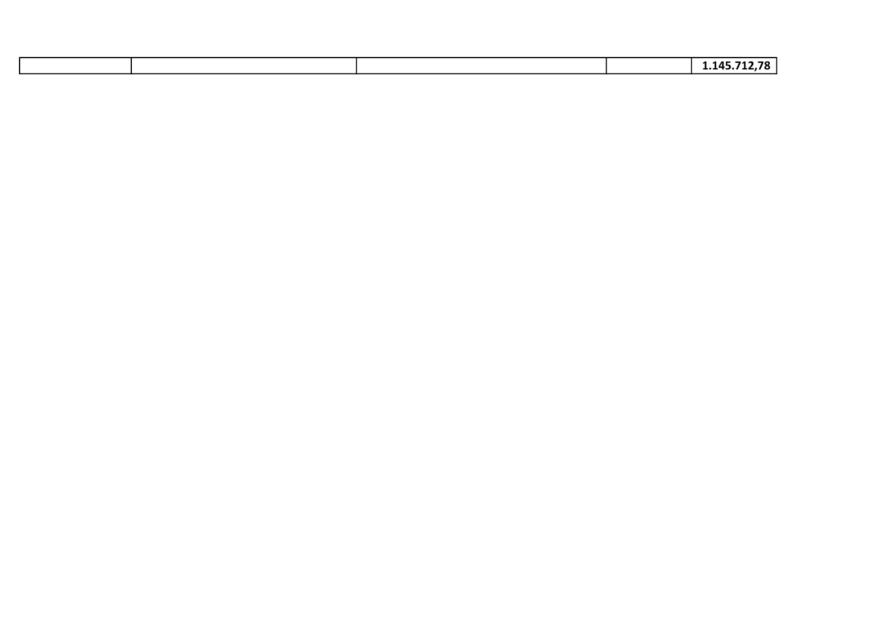| | | | | |
|---|---|---|---|---|
| | | | | **1.145.712,78** |